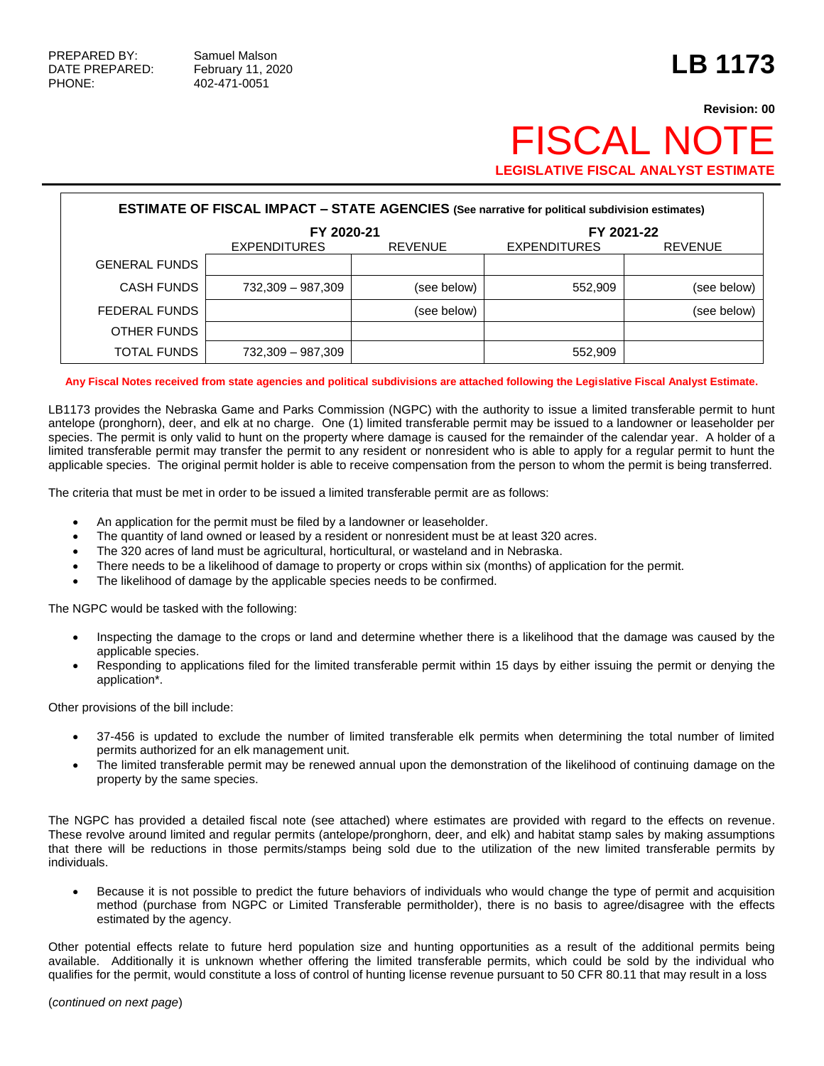PREPARED BY: Samuel Malson
DATE PREPARED: February 11, 2020
PHONE: 402-471-0051

# LB 1173

**Revision: 00**

# FISCAL NOTE

**LEGISLATIVE FISCAL ANALYST ESTIMATE**

**ESTIMATE OF FISCAL IMPACT – STATE AGENCIES** (See narrative for political subdivision estimates)

| | FY 2020-21 | | FY 2021-22 | |
|---|---|---|---|---|
| | EXPENDITURES | REVENUE | EXPENDITURES | REVENUE |
| GENERAL FUNDS | | | | |
| CASH FUNDS | 732,309 – 987,309 | (see below) | 552,909 | (see below) |
| FEDERAL FUNDS | | (see below) | | (see below) |
| OTHER FUNDS | | | | |
| TOTAL FUNDS | 732,309 – 987,309 | | 552,909 | |

**Any Fiscal Notes received from state agencies and political subdivisions are attached following the Legislative Fiscal Analyst Estimate.**

LB1173 provides the Nebraska Game and Parks Commission (NGPC) with the authority to issue a limited transferable permit to hunt antelope (pronghorn), deer, and elk at no charge. One (1) limited transferable permit may be issued to a landowner or leaseholder per species. The permit is only valid to hunt on the property where damage is caused for the remainder of the calendar year. A holder of a limited transferable permit may transfer the permit to any resident or nonresident who is able to apply for a regular permit to hunt the applicable species. The original permit holder is able to receive compensation from the person to whom the permit is being transferred.

The criteria that must be met in order to be issued a limited transferable permit are as follows:

- An application for the permit must be filed by a landowner or leaseholder.
- The quantity of land owned or leased by a resident or nonresident must be at least 320 acres.
- The 320 acres of land must be agricultural, horticultural, or wasteland and in Nebraska.
- There needs to be a likelihood of damage to property or crops within six (months) of application for the permit.
- The likelihood of damage by the applicable species needs to be confirmed.

The NGPC would be tasked with the following:

- Inspecting the damage to the crops or land and determine whether there is a likelihood that the damage was caused by the applicable species.
- Responding to applications filed for the limited transferable permit within 15 days by either issuing the permit or denying the application*.

Other provisions of the bill include:

- 37-456 is updated to exclude the number of limited transferable elk permits when determining the total number of limited permits authorized for an elk management unit.
- The limited transferable permit may be renewed annual upon the demonstration of the likelihood of continuing damage on the property by the same species.

The NGPC has provided a detailed fiscal note (see attached) where estimates are provided with regard to the effects on revenue. These revolve around limited and regular permits (antelope/pronghorn, deer, and elk) and habitat stamp sales by making assumptions that there will be reductions in those permits/stamps being sold due to the utilization of the new limited transferable permits by individuals.

- Because it is not possible to predict the future behaviors of individuals who would change the type of permit and acquisition method (purchase from NGPC or Limited Transferable permitholder), there is no basis to agree/disagree with the effects estimated by the agency.

Other potential effects relate to future herd population size and hunting opportunities as a result of the additional permits being available. Additionally it is unknown whether offering the limited transferable permits, which could be sold by the individual who qualifies for the permit, would constitute a loss of control of hunting license revenue pursuant to 50 CFR 80.11 that may result in a loss

(*continued on next page*)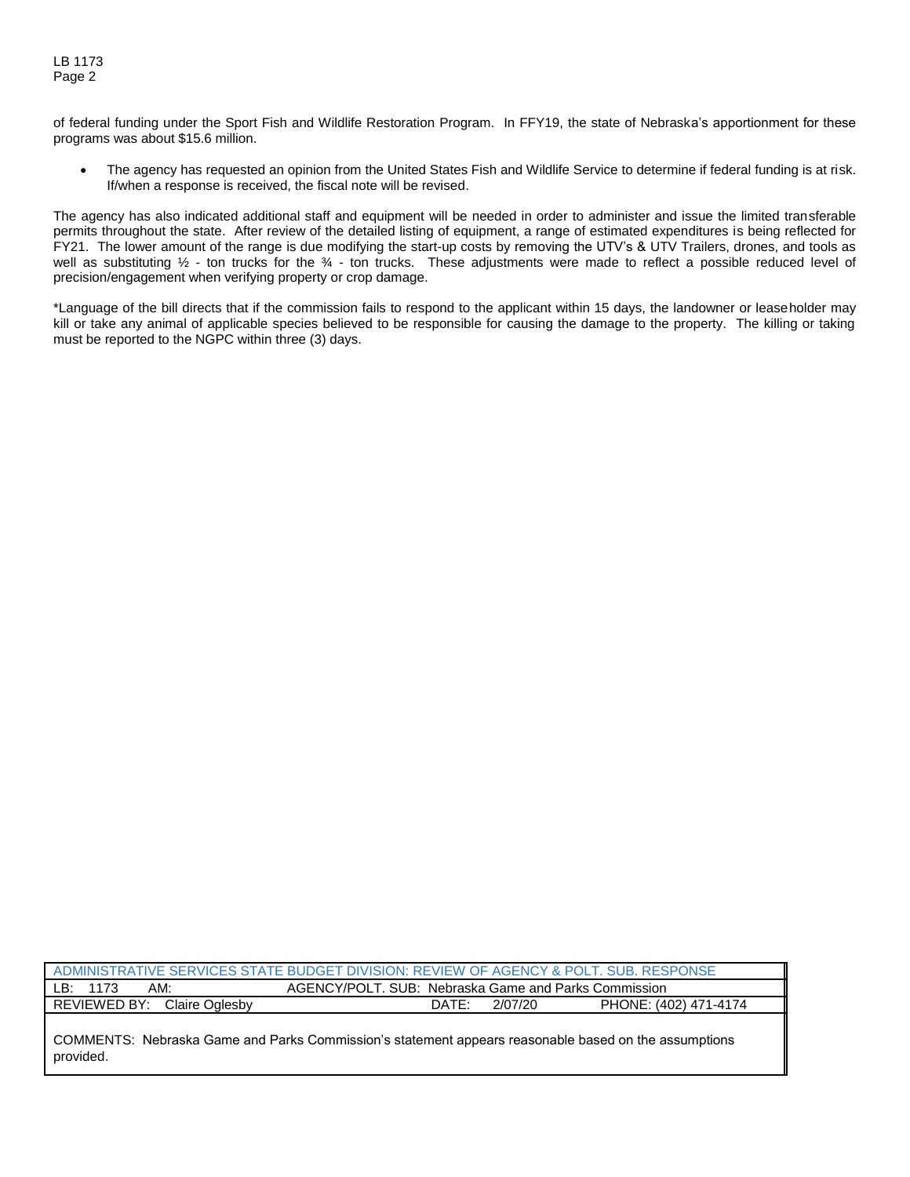of federal funding under the Sport Fish and Wildlife Restoration Program. In FFY19, the state of Nebraska's apportionment for these programs was about $15.6 million.

- The agency has requested an opinion from the United States Fish and Wildlife Service to determine if federal funding is at risk. If/when a response is received, the fiscal note will be revised.

The agency has also indicated additional staff and equipment will be needed in order to administer and issue the limited transferable permits throughout the state. After review of the detailed listing of equipment, a range of estimated expenditures is being reflected for FY21. The lower amount of the range is due modifying the start-up costs by removing the UTV's & UTV Trailers, drones, and tools as well as substituting ½ - ton trucks for the ¾ - ton trucks. These adjustments were made to reflect a possible reduced level of precision/engagement when verifying property or crop damage.

*Language of the bill directs that if the commission fails to respond to the applicant within 15 days, the landowner or leaseholder may kill or take any animal of applicable species believed to be responsible for causing the damage to the property. The killing or taking must be reported to the NGPC within three (3) days.

| ADMINISTRATIVE SERVICES STATE BUDGET DIVISION: REVIEW OF AGENCY & POLT. SUB. RESPONSE | | | |
|---|---|---|---|
| LB: 1173 AM: | AGENCY/POLT. SUB: Nebraska Game and Parks Commission | | |
| REVIEWED BY: Claire Oglesby | | DATE: 2/07/20 | PHONE: (402) 471-4174 |
| COMMENTS: Nebraska Game and Parks Commission's statement appears reasonable based on the assumptions provided. | | | |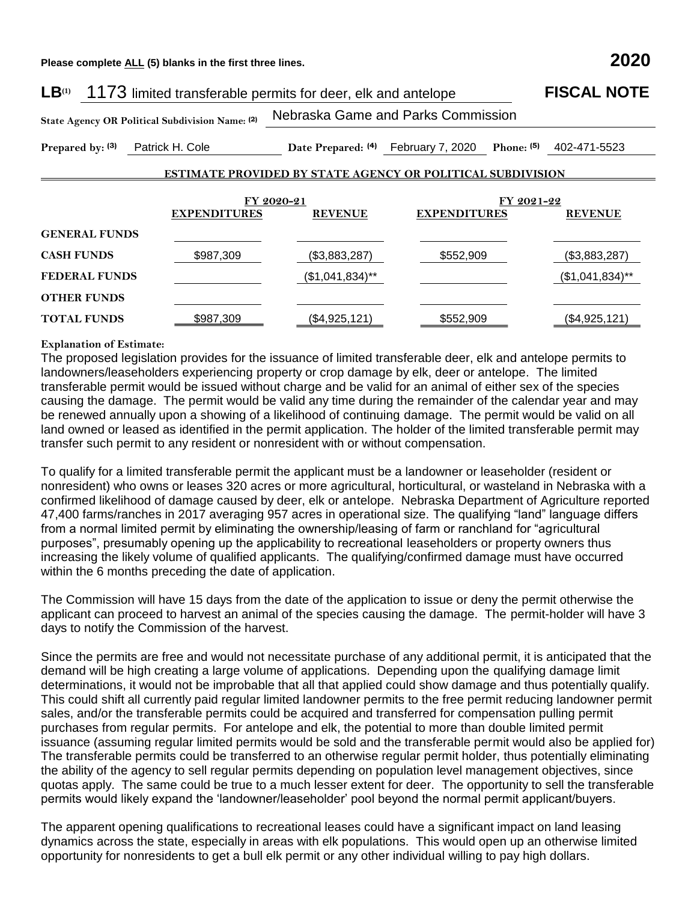Please complete ALL (5) blanks in the first three lines. **2020**

**LB**[(1)] 1173 limited transferable permits for deer, elk and antelope **FISCAL NOTE**

**State Agency OR Political Subdivision Name:** [(2)] Nebraska Game and Parks Commission

**Prepared by:** [(3)] Patrick H. Cole **Date Prepared:** [(4)] February 7, 2020 **Phone:** [(5)] 402-471-5523

**ESTIMATE PROVIDED BY STATE AGENCY OR POLITICAL SUBDIVISION**

| | FY 2020-21 | | FY 2021-22 | |
|---|---|---|---|---|
| | **EXPENDITURES** | **REVENUE** | **EXPENDITURES** | **REVENUE** |
| **GENERAL FUNDS** | | | | |
| **CASH FUNDS** | $987,309 | ($3,883,287) | $552,909 | ($3,883,287) |
| **FEDERAL FUNDS** | | ($1,041,834)** | | ($1,041,834)** |
| **OTHER FUNDS** | | | | |
| **TOTAL FUNDS** | $987,309 | ($4,925,121) | $552,909 | ($4,925,121) |

**Explanation of Estimate:**

The proposed legislation provides for the issuance of limited transferable deer, elk and antelope permits to landowners/leaseholders experiencing property or crop damage by elk, deer or antelope. The limited transferable permit would be issued without charge and be valid for an animal of either sex of the species causing the damage. The permit would be valid any time during the remainder of the calendar year and may be renewed annually upon a showing of a likelihood of continuing damage. The permit would be valid on all land owned or leased as identified in the permit application. The holder of the limited transferable permit may transfer such permit to any resident or nonresident with or without compensation.

To qualify for a limited transferable permit the applicant must be a landowner or leaseholder (resident or nonresident) who owns or leases 320 acres or more agricultural, horticultural, or wasteland in Nebraska with a confirmed likelihood of damage caused by deer, elk or antelope. Nebraska Department of Agriculture reported 47,400 farms/ranches in 2017 averaging 957 acres in operational size. The qualifying "land" language differs from a normal limited permit by eliminating the ownership/leasing of farm or ranchland for "agricultural purposes", presumably opening up the applicability to recreational leaseholders or property owners thus increasing the likely volume of qualified applicants. The qualifying/confirmed damage must have occurred within the 6 months preceding the date of application.

The Commission will have 15 days from the date of the application to issue or deny the permit otherwise the applicant can proceed to harvest an animal of the species causing the damage. The permit-holder will have 3 days to notify the Commission of the harvest.

Since the permits are free and would not necessitate purchase of any additional permit, it is anticipated that the demand will be high creating a large volume of applications. Depending upon the qualifying damage limit determinations, it would not be improbable that all that applied could show damage and thus potentially qualify. This could shift all currently paid regular limited landowner permits to the free permit reducing landowner permit sales, and/or the transferable permits could be acquired and transferred for compensation pulling permit purchases from regular permits. For antelope and elk, the potential to more than double limited permit issuance (assuming regular limited permits would be sold and the transferable permit would also be applied for) The transferable permits could be transferred to an otherwise regular permit holder, thus potentially eliminating the ability of the agency to sell regular permits depending on population level management objectives, since quotas apply. The same could be true to a much lesser extent for deer. The opportunity to sell the transferable permits would likely expand the 'landowner/leaseholder' pool beyond the normal permit applicant/buyers.

The apparent opening qualifications to recreational leases could have a significant impact on land leasing dynamics across the state, especially in areas with elk populations. This would open up an otherwise limited opportunity for nonresidents to get a bull elk permit or any other individual willing to pay high dollars.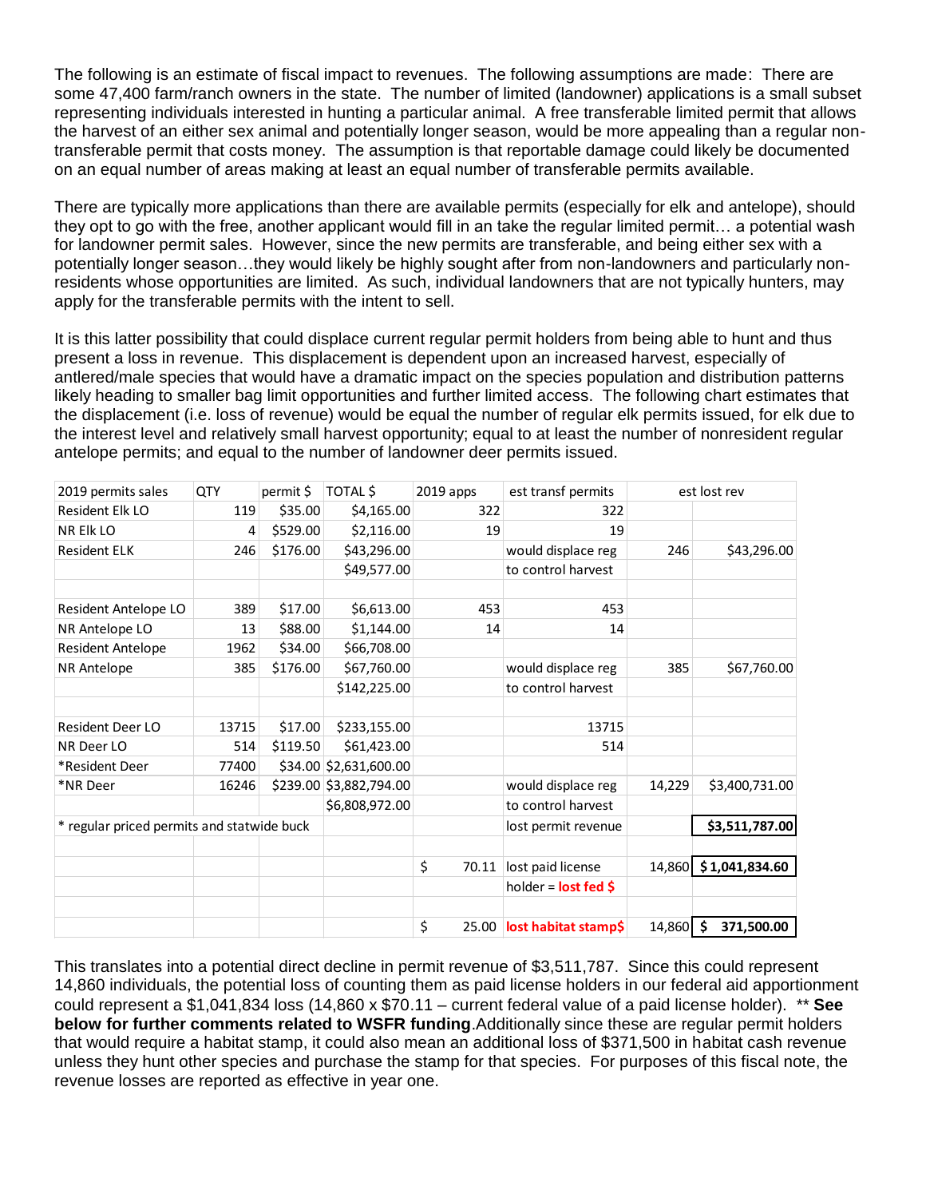The following is an estimate of fiscal impact to revenues. The following assumptions are made: There are some 47,400 farm/ranch owners in the state. The number of limited (landowner) applications is a small subset representing individuals interested in hunting a particular animal. A free transferable limited permit that allows the harvest of an either sex animal and potentially longer season, would be more appealing than a regular non-transferable permit that costs money. The assumption is that reportable damage could likely be documented on an equal number of areas making at least an equal number of transferable permits available.

There are typically more applications than there are available permits (especially for elk and antelope), should they opt to go with the free, another applicant would fill in an take the regular limited permit… a potential wash for landowner permit sales. However, since the new permits are transferable, and being either sex with a potentially longer season…they would likely be highly sought after from non-landowners and particularly non-residents whose opportunities are limited. As such, individual landowners that are not typically hunters, may apply for the transferable permits with the intent to sell.

It is this latter possibility that could displace current regular permit holders from being able to hunt and thus present a loss in revenue. This displacement is dependent upon an increased harvest, especially of antlered/male species that would have a dramatic impact on the species population and distribution patterns likely heading to smaller bag limit opportunities and further limited access. The following chart estimates that the displacement (i.e. loss of revenue) would be equal the number of regular elk permits issued, for elk due to the interest level and relatively small harvest opportunity; equal to at least the number of nonresident regular antelope permits; and equal to the number of landowner deer permits issued.

| 2019 permits sales | QTY | permit $ | TOTAL $ | 2019 apps | est transf permits | est lost rev | |
|---|---|---|---|---|---|---|---|
| Resident Elk LO | 119 | $35.00 | $4,165.00 | 322 | 322 | | |
| NR Elk LO | 4 | $529.00 | $2,116.00 | 19 | 19 | | |
| Resident ELK | 246 | $176.00 | $43,296.00 | | would displace reg | 246 | $43,296.00 |
| | | | $49,577.00 | | to control harvest | | |
| | | | | | | | |
| Resident Antelope LO | 389 | $17.00 | $6,613.00 | 453 | 453 | | |
| NR Antelope LO | 13 | $88.00 | $1,144.00 | 14 | 14 | | |
| Resident Antelope | 1962 | $34.00 | $66,708.00 | | | | |
| NR Antelope | 385 | $176.00 | $67,760.00 | | would displace reg | 385 | $67,760.00 |
| | | | $142,225.00 | | to control harvest | | |
| | | | | | | | |
| Resident Deer LO | 13715 | $17.00 | $233,155.00 | | 13715 | | |
| NR Deer LO | 514 | $119.50 | $61,423.00 | | 514 | | |
| *Resident Deer | 77400 | $34.00 | $2,631,600.00 | | | | |
| *NR Deer | 16246 | $239.00 | $3,882,794.00 | | would displace reg | 14,229 | $3,400,731.00 |
| | | | $6,808,972.00 | | to control harvest | | |
| * regular priced permits and statwide buck | | | | | lost permit revenue | | **$3,511,787.00** |
| | | | | | | | |
| | | | | $ 70.11 | lost paid license | 14,860 | **$ 1,041,834.60** |
| | | | | | holder = **lost fed $** | | |
| | | | | | | | |
| | | | | $ 25.00 | **lost habitat stamp$** | 14,860 | **$ 371,500.00** |

This translates into a potential direct decline in permit revenue of $3,511,787. Since this could represent 14,860 individuals, the potential loss of counting them as paid license holders in our federal aid apportionment could represent a $1,041,834 loss (14,860 x $70.11 – current federal value of a paid license holder). ** **See below for further comments related to WSFR funding**.Additionally since these are regular permit holders that would require a habitat stamp, it could also mean an additional loss of $371,500 in habitat cash revenue unless they hunt other species and purchase the stamp for that species. For purposes of this fiscal note, the revenue losses are reported as effective in year one.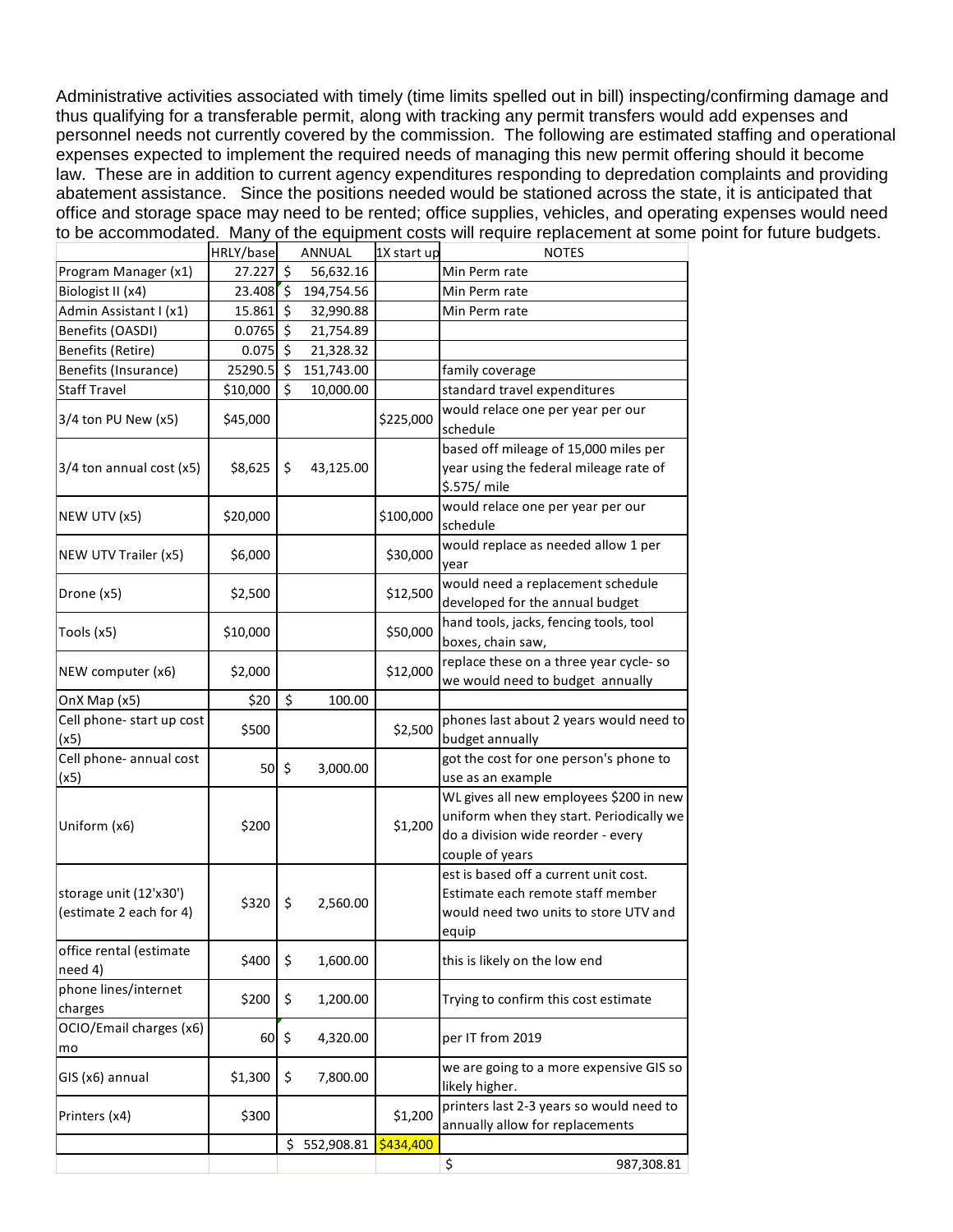Administrative activities associated with timely (time limits spelled out in bill) inspecting/confirming damage and thus qualifying for a transferable permit, along with tracking any permit transfers would add expenses and personnel needs not currently covered by the commission. The following are estimated staffing and operational expenses expected to implement the required needs of managing this new permit offering should it become law. These are in addition to current agency expenditures responding to depredation complaints and providing abatement assistance. Since the positions needed would be stationed across the state, it is anticipated that office and storage space may need to be rented; office supplies, vehicles, and operating expenses would need to be accommodated. Many of the equipment costs will require replacement at some point for future budgets.

| | HRLY/base | ANNUAL | 1X start up | NOTES |
|---|---|---|---|---|
| Program Manager (x1) | 27.227 | $ 56,632.16 | | Min Perm rate |
| Biologist II (x4) | 23.408 | $ 194,754.56 | | Min Perm rate |
| Admin Assistant I (x1) | 15.861 | $ 32,990.88 | | Min Perm rate |
| Benefits (OASDI) | 0.0765 | $ 21,754.89 | | |
| Benefits (Retire) | 0.075 | $ 21,328.32 | | |
| Benefits (Insurance) | 25290.5 | $ 151,743.00 | | family coverage |
| Staff Travel | $10,000 | $ 10,000.00 | | standard travel expenditures |
| 3/4 ton PU New (x5) | $45,000 | | $225,000 | would relace one per year per our schedule |
| 3/4 ton annual cost (x5) | $8,625 | $ 43,125.00 | | based off mileage of 15,000 miles per year using the federal mileage rate of $.575/ mile |
| NEW UTV (x5) | $20,000 | | $100,000 | would relace one per year per our schedule |
| NEW UTV Trailer (x5) | $6,000 | | $30,000 | would replace as needed allow 1 per year |
| Drone (x5) | $2,500 | | $12,500 | would need a replacement schedule developed for the annual budget |
| Tools (x5) | $10,000 | | $50,000 | hand tools, jacks, fencing tools, tool boxes, chain saw, |
| NEW computer (x6) | $2,000 | | $12,000 | replace these on a three year cycle- so we would need to budget annually |
| OnX Map (x5) | $20 | $ 100.00 | | |
| Cell phone- start up cost (x5) | $500 | | $2,500 | phones last about 2 years would need to budget annually |
| Cell phone- annual cost (x5) | 50 | $ 3,000.00 | | got the cost for one person's phone to use as an example |
| Uniform (x6) | $200 | | $1,200 | WL gives all new employees $200 in new uniform when they start. Periodically we do a division wide reorder - every couple of years |
| storage unit (12'x30') (estimate 2 each for 4) | $320 | $ 2,560.00 | | est is based off a current unit cost. Estimate each remote staff member would need two units to store UTV and equip |
| office rental (estimate need 4) | $400 | $ 1,600.00 | | this is likely on the low end |
| phone lines/internet charges | $200 | $ 1,200.00 | | Trying to confirm this cost estimate |
| OCIO/Email charges (x6) mo | 60 | $ 4,320.00 | | per IT from 2019 |
| GIS (x6) annual | $1,300 | $ 7,800.00 | | we are going to a more expensive GIS so likely higher. |
| Printers (x4) | $300 | | $1,200 | printers last 2-3 years so would need to annually allow for replacements |
| | | $ 552,908.81 | $434,400 | |
| | | | | $ 987,308.81 |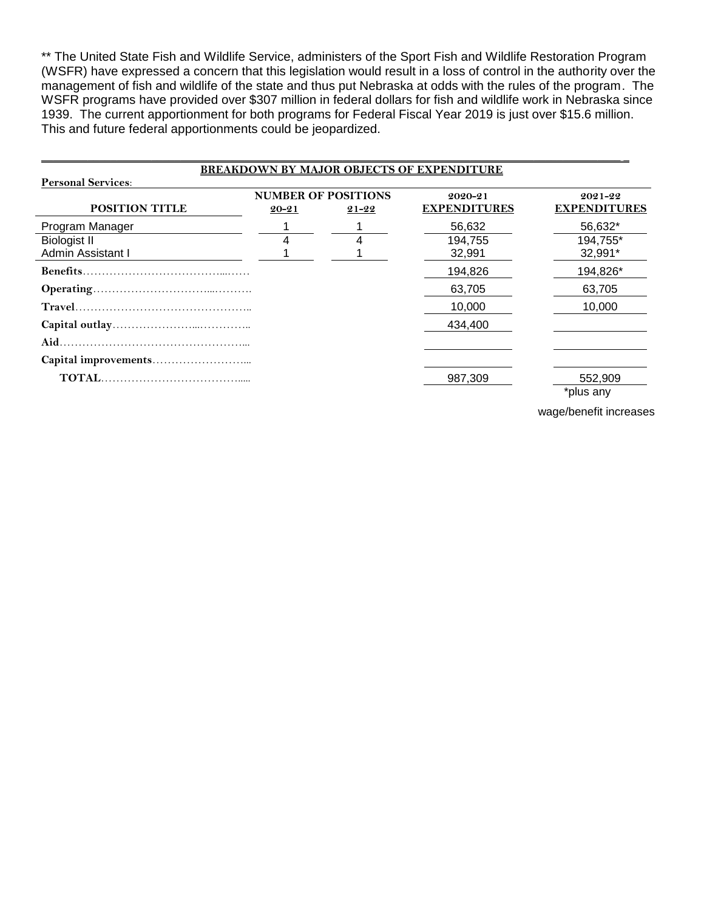** The United State Fish and Wildlife Service, administers of the Sport Fish and Wildlife Restoration Program (WSFR) have expressed a concern that this legislation would result in a loss of control in the authority over the management of fish and wildlife of the state and thus put Nebraska at odds with the rules of the program. The WSFR programs have provided over $307 million in federal dollars for fish and wildlife work in Nebraska since 1939. The current apportionment for both programs for Federal Fiscal Year 2019 is just over $15.6 million. This and future federal apportionments could be jeopardized.

## BREAKDOWN BY MAJOR OBJECTS OF EXPENDITURE

**Personal Services:**

| POSITION TITLE | NUMBER OF POSITIONS 20-21 | 21-22 | 2020-21 EXPENDITURES | 2021-22 EXPENDITURES |
|---|---|---|---|---|
| Program Manager | 1 | 1 | 56,632 | 56,632* |
| Biologist II | 4 | 4 | 194,755 | 194,755* |
| Admin Assistant I | 1 | 1 | 32,991 | 32,991* |
| **Benefits** | | | 194,826 | 194,826* |
| **Operating** | | | 63,705 | 63,705 |
| **Travel** | | | 10,000 | 10,000 |
| **Capital outlay** | | | 434,400 | |
| **Aid** | | | | |
| **Capital improvements** | | | | |
| **TOTAL** | | | 987,309 | 552,909 |

*plus any wage/benefit increases